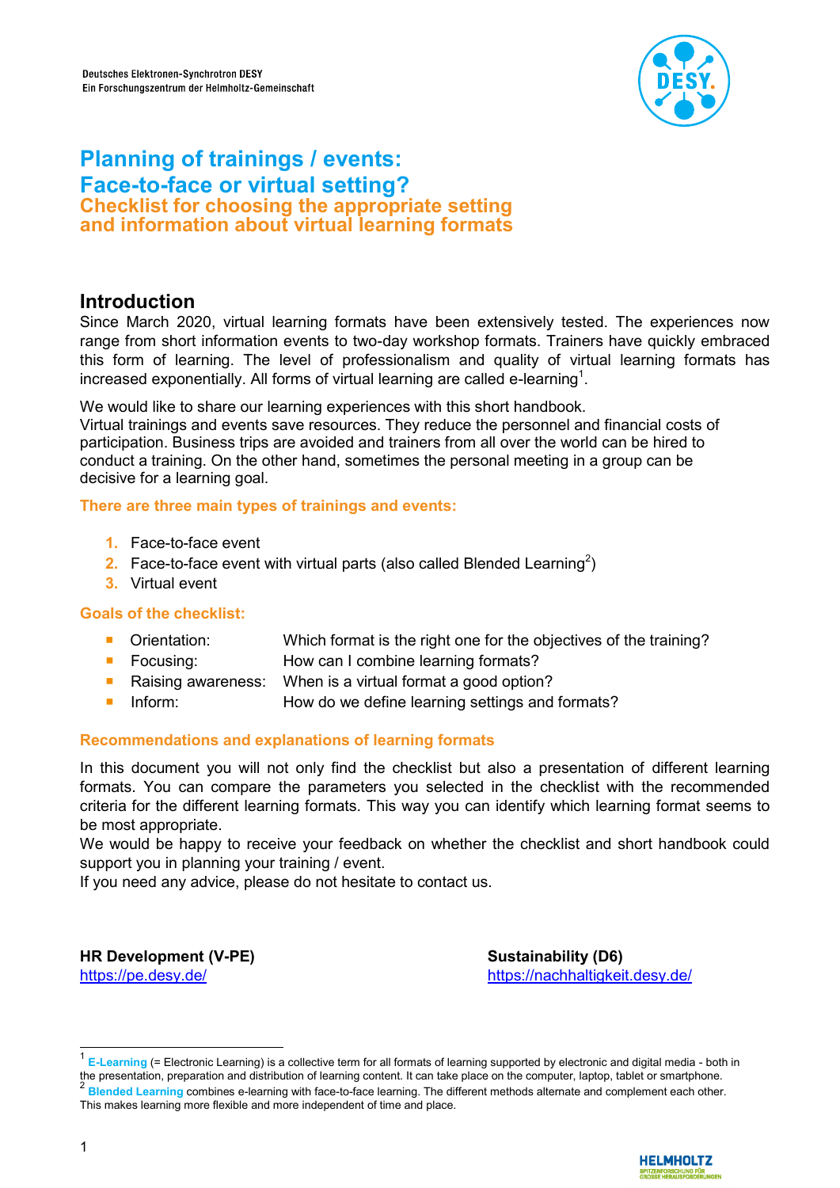Deutsches Elektronen-Synchrotron DESY
Ein Forschungszentrum der Helmholtz-Gemeinschaft

# Planning of trainings / events: Face-to-face or virtual setting?

### Checklist for choosing the appropriate setting and information about virtual learning formats

## Introduction

Since March 2020, virtual learning formats have been extensively tested. The experiences now range from short information events to two-day workshop formats. Trainers have quickly embraced this form of learning. The level of professionalism and quality of virtual learning formats has increased exponentially. All forms of virtual learning are called e-learning[1].

We would like to share our learning experiences with this short handbook.
Virtual trainings and events save resources. They reduce the personnel and financial costs of participation. Business trips are avoided and trainers from all over the world can be hired to conduct a training. On the other hand, sometimes the personal meeting in a group can be decisive for a learning goal.

**There are three main types of trainings and events:**

1. Face-to-face event
2. Face-to-face event with virtual parts (also called Blended Learning[2])
3. Virtual event

**Goals of the checklist:**

- Orientation: Which format is the right one for the objectives of the training?
- Focusing: How can I combine learning formats?
- Raising awareness: When is a virtual format a good option?
- Inform: How do we define learning settings and formats?

**Recommendations and explanations of learning formats**

In this document you will not only find the checklist but also a presentation of different learning formats. You can compare the parameters you selected in the checklist with the recommended criteria for the different learning formats. This way you can identify which learning format seems to be most appropriate.
We would be happy to receive your feedback on whether the checklist and short handbook could support you in planning your training / event.
If you need any advice, please do not hesitate to contact us.

**HR Development (V-PE)**
https://pe.desy.de/

**Sustainability (D6)**
https://nachhaltigkeit.desy.de/

---

[1] **E-Learning** (= Electronic Learning) is a collective term for all formats of learning supported by electronic and digital media - both in the presentation, preparation and distribution of learning content. It can take place on the computer, laptop, tablet or smartphone.

[2] **Blended Learning** combines e-learning with face-to-face learning. The different methods alternate and complement each other. This makes learning more flexible and more independent of time and place.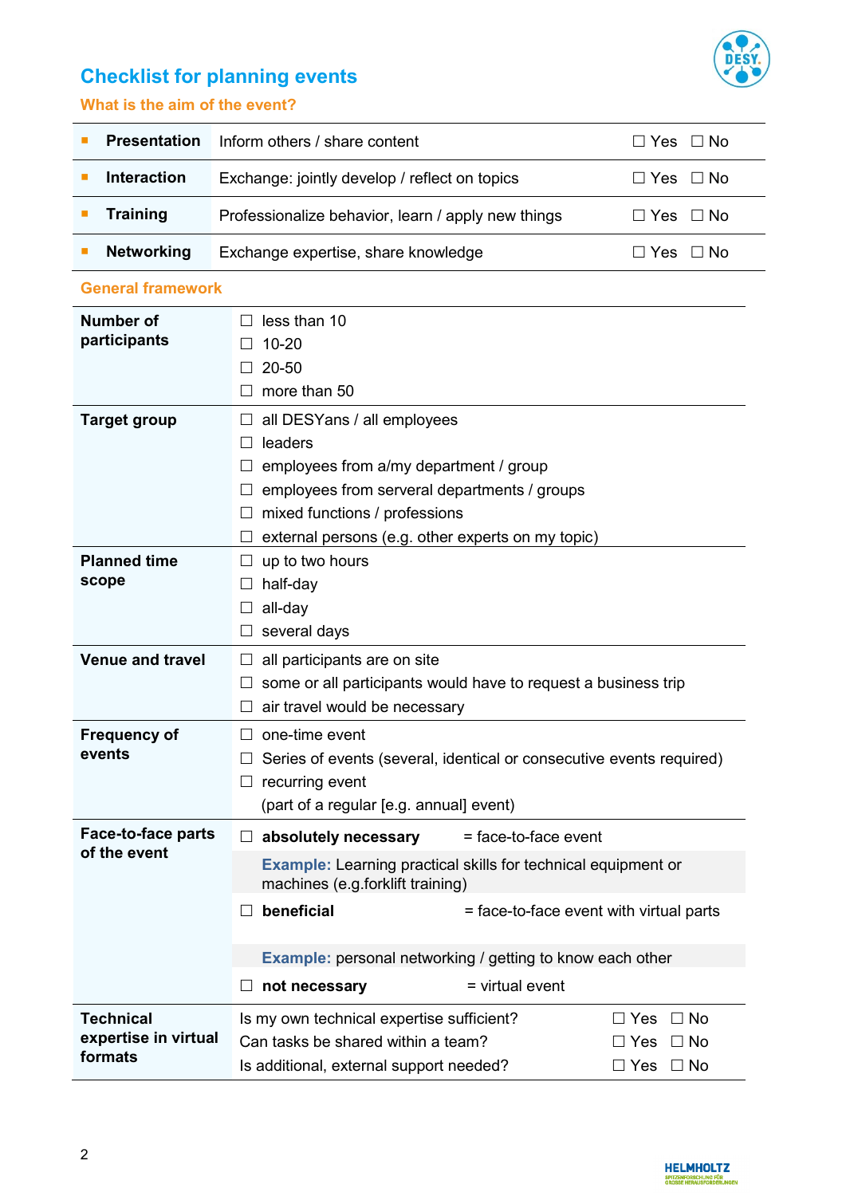## Checklist for planning events

### What is the aim of the event?

| | | |
|---|---|---|
| **Presentation** | Inform others / share content | ☐ Yes ☐ No |
| **Interaction** | Exchange: jointly develop / reflect on topics | ☐ Yes ☐ No |
| **Training** | Professionalize behavior, learn / apply new things | ☐ Yes ☐ No |
| **Networking** | Exchange expertise, share knowledge | ☐ Yes ☐ No |

### General framework

| | | |
|---|---|---|
| **Number of participants** | ☐ less than 10<br>☐ 10-20<br>☐ 20-50<br>☐ more than 50 | |
| **Target group** | ☐ all DESYans / all employees<br>☐ leaders<br>☐ employees from a/my department / group<br>☐ employees from serveral departments / groups<br>☐ mixed functions / professions<br>☐ external persons (e.g. other experts on my topic) | |
| **Planned time scope** | ☐ up to two hours<br>☐ half-day<br>☐ all-day<br>☐ several days | |
| **Venue and travel** | ☐ all participants are on site<br>☐ some or all participants would have to request a business trip<br>☐ air travel would be necessary | |
| **Frequency of events** | ☐ one-time event<br>☐ Series of events (several, identical or consecutive events required)<br>☐ recurring event<br>(part of a regular [e.g. annual] event) | |
| **Face-to-face parts of the event** | ☐ **absolutely necessary** = face-to-face event<br>**Example:** Learning practical skills for technical equipment or machines (e.g.forklift training)<br>☐ **beneficial** = face-to-face event with virtual parts<br>**Example:** personal networking / getting to know each other<br>☐ **not necessary** = virtual event | |
| **Technical expertise in virtual formats** | Is my own technical expertise sufficient?<br>Can tasks be shared within a team?<br>Is additional, external support needed? | ☐ Yes ☐ No<br>☐ Yes ☐ No<br>☐ Yes ☐ No |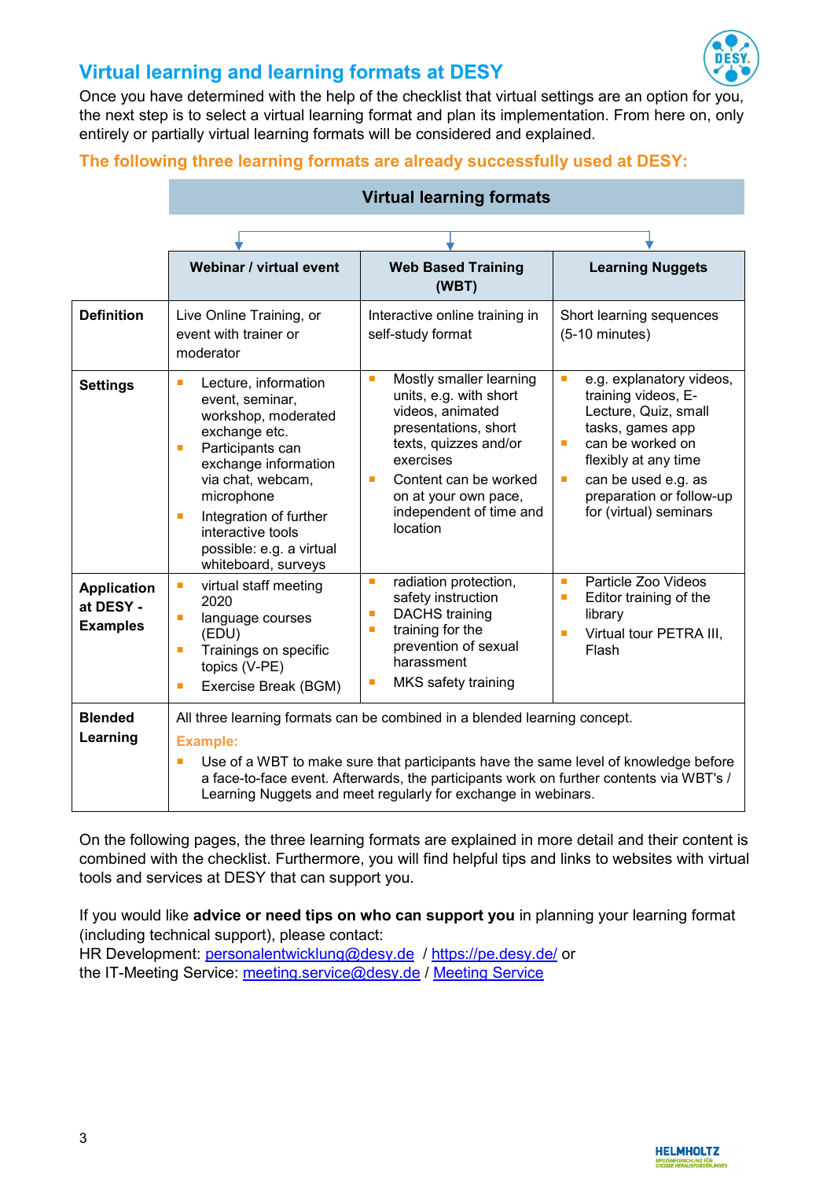## Virtual learning and learning formats at DESY

Once you have determined with the help of the checklist that virtual settings are an option for you, the next step is to select a virtual learning format and plan its implementation. From here on, only entirely or partially virtual learning formats will be considered and explained.

### The following three learning formats are already successfully used at DESY:

**Virtual learning formats**

| | Webinar / virtual event | Web Based Training (WBT) | Learning Nuggets |
|---|---|---|---|
| **Definition** | Live Online Training, or event with trainer or moderator | Interactive online training in self-study format | Short learning sequences (5-10 minutes) |
| **Settings** | ▪ Lecture, information event, seminar, workshop, moderated exchange etc.<br>▪ Participants can exchange information via chat, webcam, microphone<br>▪ Integration of further interactive tools possible: e.g. a virtual whiteboard, surveys | ▪ Mostly smaller learning units, e.g. with short videos, animated presentations, short texts, quizzes and/or exercises<br>▪ Content can be worked on at your own pace, independent of time and location | ▪ e.g. explanatory videos, training videos, E-Lecture, Quiz, small tasks, games app<br>▪ can be worked on flexibly at any time<br>▪ can be used e.g. as preparation or follow-up for (virtual) seminars |
| **Application at DESY - Examples** | ▪ virtual staff meeting 2020<br>▪ language courses (EDU)<br>▪ Trainings on specific topics (V-PE)<br>▪ Exercise Break (BGM) | ▪ radiation protection, safety instruction<br>▪ DACHS training<br>▪ training for the prevention of sexual harassment<br>▪ MKS safety training | ▪ Particle Zoo Videos<br>▪ Editor training of the library<br>▪ Virtual tour PETRA III, Flash |
| **Blended Learning** | All three learning formats can be combined in a blended learning concept.<br>**Example:**<br>▪ Use of a WBT to make sure that participants have the same level of knowledge before a face-to-face event. Afterwards, the participants work on further contents via WBT's / Learning Nuggets and meet regularly for exchange in webinars. | | |

On the following pages, the three learning formats are explained in more detail and their content is combined with the checklist. Furthermore, you will find helpful tips and links to websites with virtual tools and services at DESY that can support you.

If you would like **advice or need tips on who can support you** in planning your learning format (including technical support), please contact:
HR Development: personalentwicklung@desy.de / https://pe.desy.de/ or
the IT-Meeting Service: meeting.service@desy.de / Meeting Service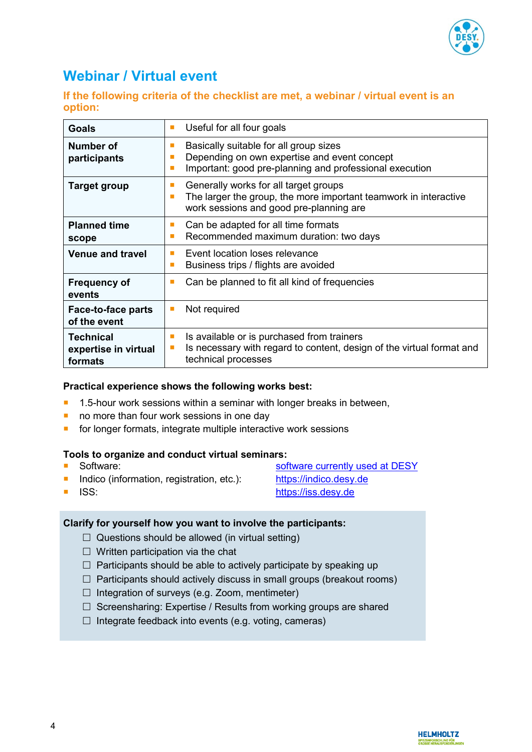# Webinar / Virtual event

## If the following criteria of the checklist are met, a webinar / virtual event is an option:

| | |
|---|---|
| **Goals** | ▪ Useful for all four goals |
| **Number of participants** | ▪ Basically suitable for all group sizes<br>▪ Depending on own expertise and event concept<br>▪ Important: good pre-planning and professional execution |
| **Target group** | ▪ Generally works for all target groups<br>▪ The larger the group, the more important teamwork in interactive work sessions and good pre-planning are |
| **Planned time scope** | ▪ Can be adapted for all time formats<br>▪ Recommended maximum duration: two days |
| **Venue and travel** | ▪ Event location loses relevance<br>▪ Business trips / flights are avoided |
| **Frequency of events** | ▪ Can be planned to fit all kind of frequencies |
| **Face-to-face parts of the event** | ▪ Not required |
| **Technical expertise in virtual formats** | ▪ Is available or is purchased from trainers<br>▪ Is necessary with regard to content, design of the virtual format and technical processes |

**Practical experience shows the following works best:**

- 1.5-hour work sessions within a seminar with longer breaks in between,
- no more than four work sessions in one day
- for longer formats, integrate multiple interactive work sessions

**Tools to organize and conduct virtual seminars:**

- Software: software currently used at DESY
- Indico (information, registration, etc.): https://indico.desy.de
- ISS: https://iss.desy.de

**Clarify for yourself how you want to involve the participants:**

- ☐ Questions should be allowed (in virtual setting)
- ☐ Written participation via the chat
- ☐ Participants should be able to actively participate by speaking up
- ☐ Participants should actively discuss in small groups (breakout rooms)
- ☐ Integration of surveys (e.g. Zoom, mentimeter)
- ☐ Screensharing: Expertise / Results from working groups are shared
- ☐ Integrate feedback into events (e.g. voting, cameras)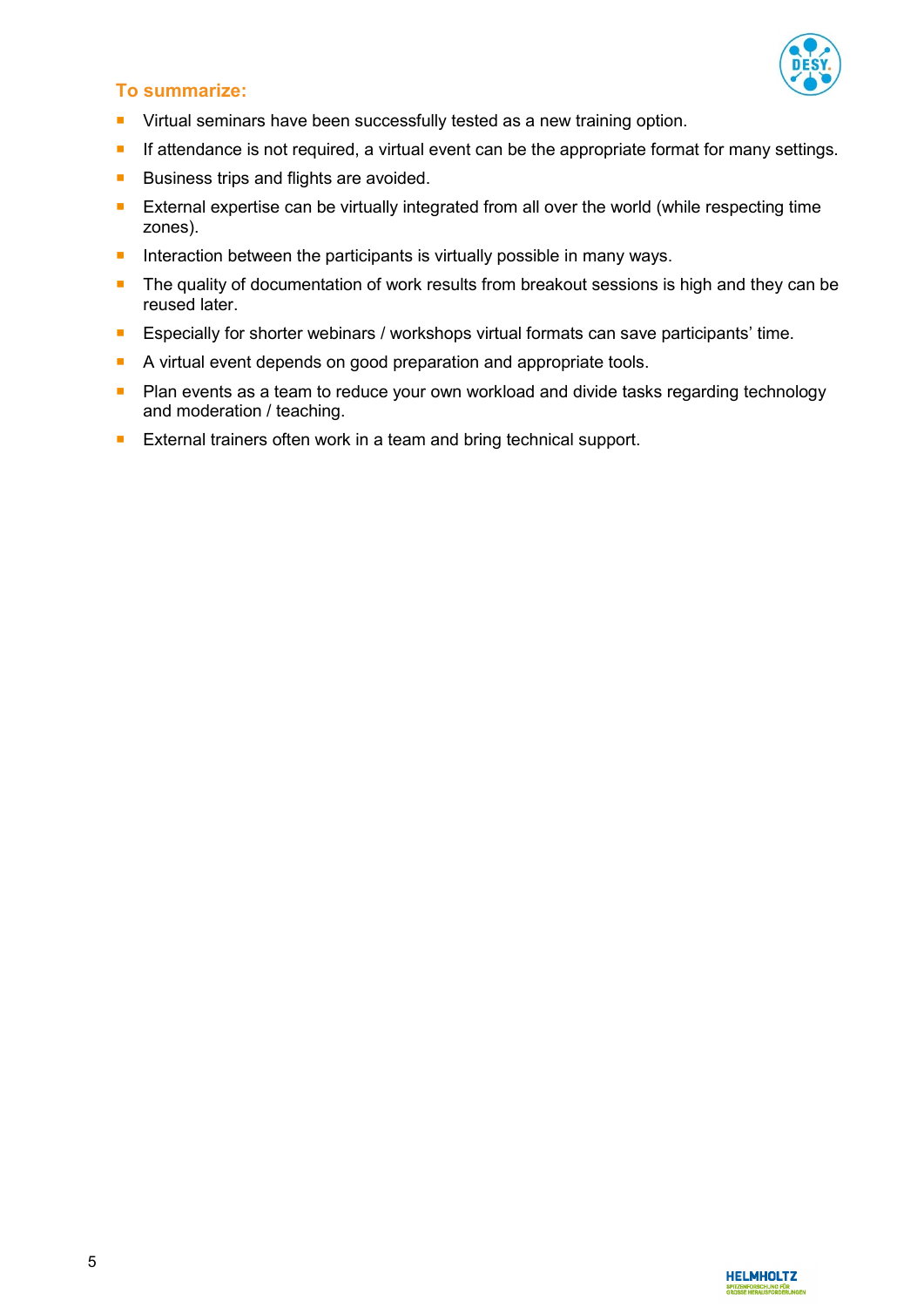## To summarize:

- Virtual seminars have been successfully tested as a new training option.
- If attendance is not required, a virtual event can be the appropriate format for many settings.
- Business trips and flights are avoided.
- External expertise can be virtually integrated from all over the world (while respecting time zones).
- Interaction between the participants is virtually possible in many ways.
- The quality of documentation of work results from breakout sessions is high and they can be reused later.
- Especially for shorter webinars / workshops virtual formats can save participants' time.
- A virtual event depends on good preparation and appropriate tools.
- Plan events as a team to reduce your own workload and divide tasks regarding technology and moderation / teaching.
- External trainers often work in a team and bring technical support.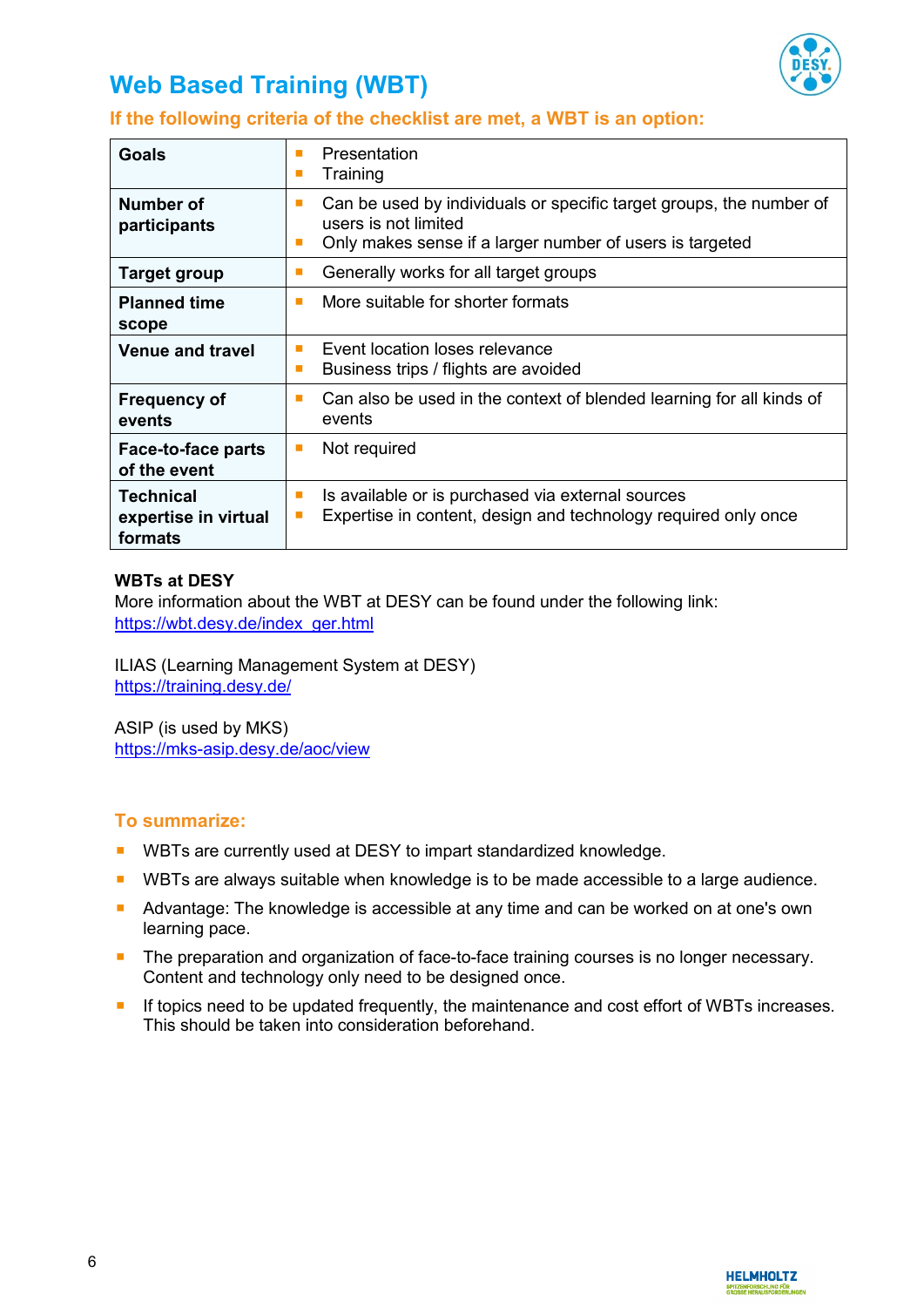# Web Based Training (WBT)

## If the following criteria of the checklist are met, a WBT is an option:

| | |
|---|---|
| **Goals** | ▪ Presentation<br>▪ Training |
| **Number of participants** | ▪ Can be used by individuals or specific target groups, the number of users is not limited<br>▪ Only makes sense if a larger number of users is targeted |
| **Target group** | ▪ Generally works for all target groups |
| **Planned time scope** | ▪ More suitable for shorter formats |
| **Venue and travel** | ▪ Event location loses relevance<br>▪ Business trips / flights are avoided |
| **Frequency of events** | ▪ Can also be used in the context of blended learning for all kinds of events |
| **Face-to-face parts of the event** | ▪ Not required |
| **Technical expertise in virtual formats** | ▪ Is available or is purchased via external sources<br>▪ Expertise in content, design and technology required only once |

**WBTs at DESY**
More information about the WBT at DESY can be found under the following link:
https://wbt.desy.de/index_ger.html

ILIAS (Learning Management System at DESY)
https://training.desy.de/

ASIP (is used by MKS)
https://mks-asip.desy.de/aoc/view

## To summarize:

- WBTs are currently used at DESY to impart standardized knowledge.
- WBTs are always suitable when knowledge is to be made accessible to a large audience.
- Advantage: The knowledge is accessible at any time and can be worked on at one's own learning pace.
- The preparation and organization of face-to-face training courses is no longer necessary. Content and technology only need to be designed once.
- If topics need to be updated frequently, the maintenance and cost effort of WBTs increases. This should be taken into consideration beforehand.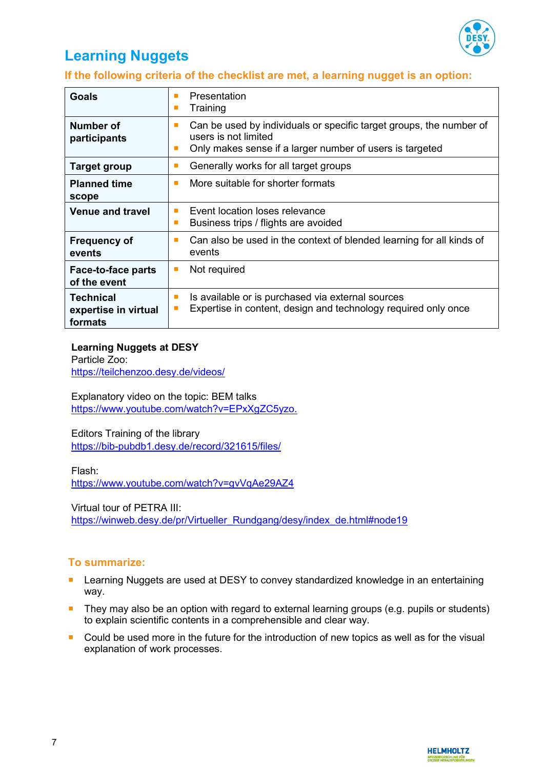# Learning Nuggets

### If the following criteria of the checklist are met, a learning nugget is an option:

| | |
|---|---|
| **Goals** | ▪ Presentation<br>▪ Training |
| **Number of participants** | ▪ Can be used by individuals or specific target groups, the number of users is not limited<br>▪ Only makes sense if a larger number of users is targeted |
| **Target group** | ▪ Generally works for all target groups |
| **Planned time scope** | ▪ More suitable for shorter formats |
| **Venue and travel** | ▪ Event location loses relevance<br>▪ Business trips / flights are avoided |
| **Frequency of events** | ▪ Can also be used in the context of blended learning for all kinds of events |
| **Face-to-face parts of the event** | ▪ Not required |
| **Technical expertise in virtual formats** | ▪ Is available or is purchased via external sources<br>▪ Expertise in content, design and technology required only once |

**Learning Nuggets at DESY**
Particle Zoo:
https://teilchenzoo.desy.de/videos/

Explanatory video on the topic: BEM talks
https://www.youtube.com/watch?v=EPxXgZC5yzo.

Editors Training of the library
https://bib-pubdb1.desy.de/record/321615/files/

Flash:
https://www.youtube.com/watch?v=gvVqAe29AZ4

Virtual tour of PETRA III:
https://winweb.desy.de/pr/Virtueller_Rundgang/desy/index_de.html#node19

### To summarize:

- Learning Nuggets are used at DESY to convey standardized knowledge in an entertaining way.
- They may also be an option with regard to external learning groups (e.g. pupils or students) to explain scientific contents in a comprehensible and clear way.
- Could be used more in the future for the introduction of new topics as well as for the visual explanation of work processes.